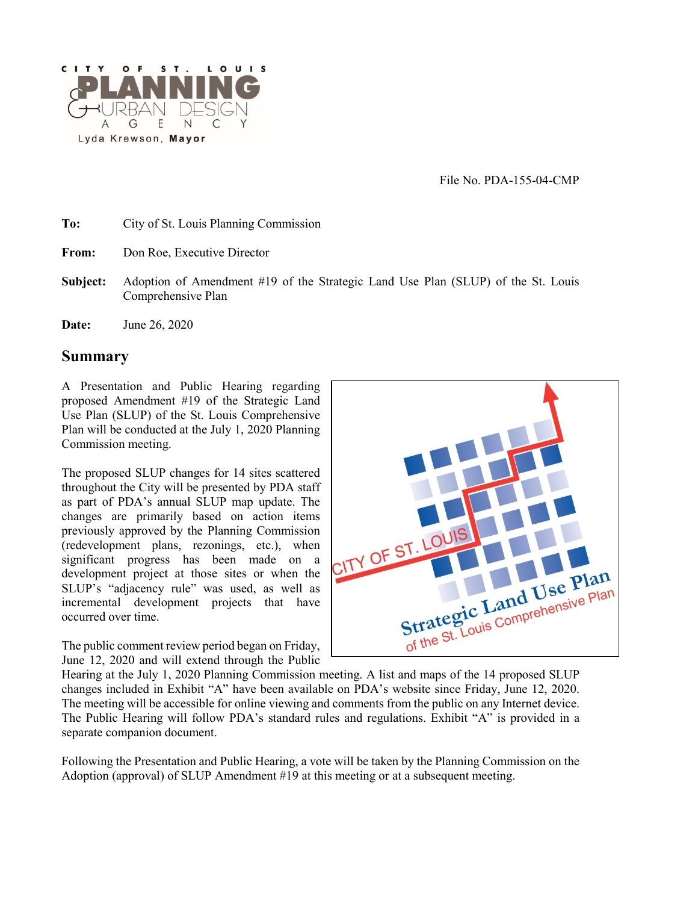CITY OF ST. LOUIS
PLANNING & URBAN DESIGN AGENCY
Lyda Krewson, **Mayor**

File No. PDA-155-04-CMP

**To:** City of St. Louis Planning Commission

**From:** Don Roe, Executive Director

**Subject:** Adoption of Amendment #19 of the Strategic Land Use Plan (SLUP) of the St. Louis Comprehensive Plan

**Date:** June 26, 2020

## Summary

A Presentation and Public Hearing regarding proposed Amendment #19 of the Strategic Land Use Plan (SLUP) of the St. Louis Comprehensive Plan will be conducted at the July 1, 2020 Planning Commission meeting.

The proposed SLUP changes for 14 sites scattered throughout the City will be presented by PDA staff as part of PDA's annual SLUP map update. The changes are primarily based on action items previously approved by the Planning Commission (redevelopment plans, rezonings, etc.), when significant progress has been made on a development project at those sites or when the SLUP's "adjacency rule" was used, as well as incremental development projects that have occurred over time.

The public comment review period began on Friday, June 12, 2020 and will extend through the Public Hearing at the July 1, 2020 Planning Commission meeting. A list and maps of the 14 proposed SLUP changes included in Exhibit "A" have been available on PDA's website since Friday, June 12, 2020. The meeting will be accessible for online viewing and comments from the public on any Internet device. The Public Hearing will follow PDA's standard rules and regulations. Exhibit "A" is provided in a separate companion document.

Following the Presentation and Public Hearing, a vote will be taken by the Planning Commission on the Adoption (approval) of SLUP Amendment #19 at this meeting or at a subsequent meeting.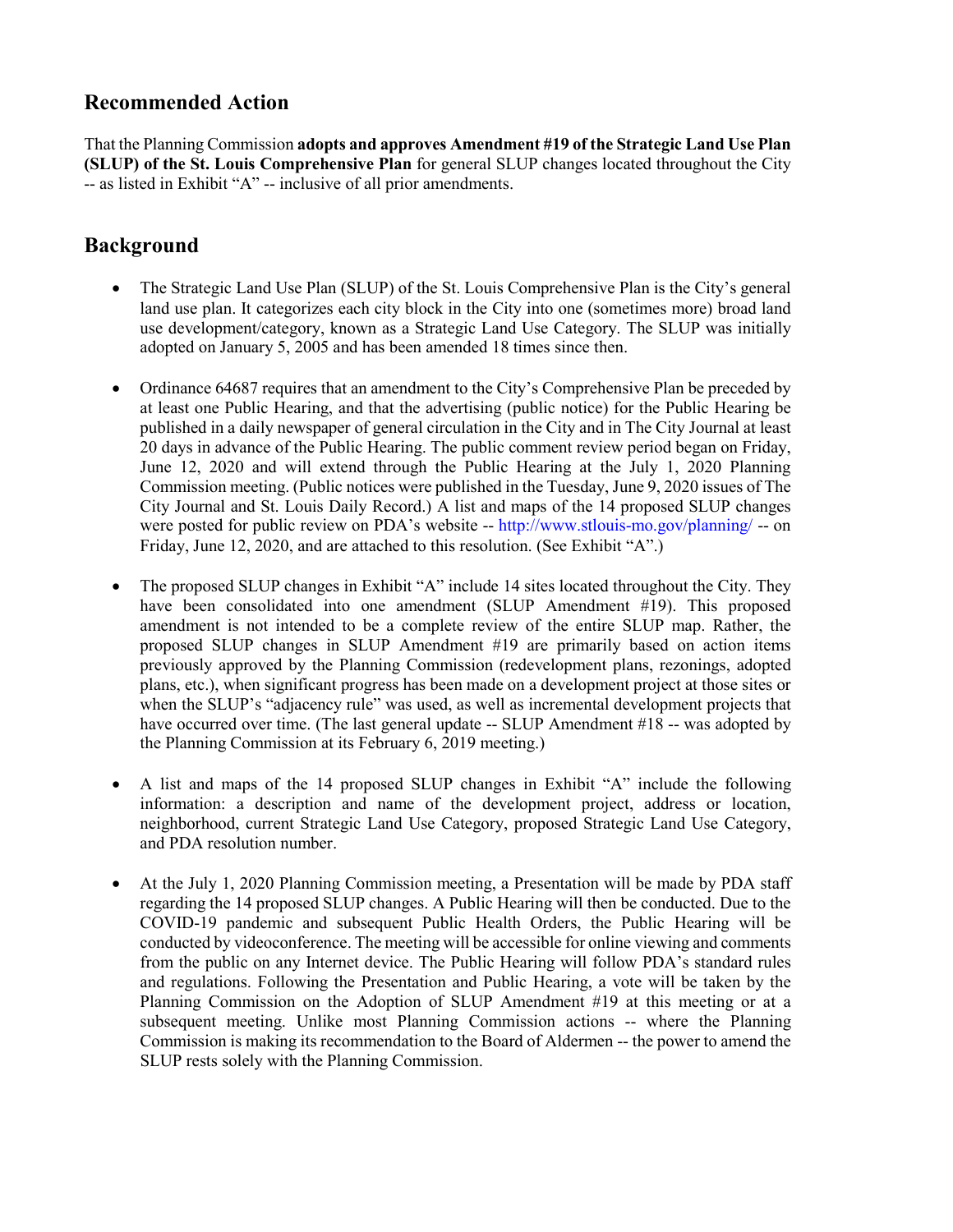## Recommended Action

That the Planning Commission **adopts and approves Amendment #19 of the Strategic Land Use Plan (SLUP) of the St. Louis Comprehensive Plan** for general SLUP changes located throughout the City -- as listed in Exhibit "A" -- inclusive of all prior amendments.

## Background

- The Strategic Land Use Plan (SLUP) of the St. Louis Comprehensive Plan is the City's general land use plan. It categorizes each city block in the City into one (sometimes more) broad land use development/category, known as a Strategic Land Use Category. The SLUP was initially adopted on January 5, 2005 and has been amended 18 times since then.

- Ordinance 64687 requires that an amendment to the City's Comprehensive Plan be preceded by at least one Public Hearing, and that the advertising (public notice) for the Public Hearing be published in a daily newspaper of general circulation in the City and in The City Journal at least 20 days in advance of the Public Hearing. The public comment review period began on Friday, June 12, 2020 and will extend through the Public Hearing at the July 1, 2020 Planning Commission meeting. (Public notices were published in the Tuesday, June 9, 2020 issues of The City Journal and St. Louis Daily Record.) A list and maps of the 14 proposed SLUP changes were posted for public review on PDA's website -- http://www.stlouis-mo.gov/planning/ -- on Friday, June 12, 2020, and are attached to this resolution. (See Exhibit "A".)

- The proposed SLUP changes in Exhibit "A" include 14 sites located throughout the City. They have been consolidated into one amendment (SLUP Amendment #19). This proposed amendment is not intended to be a complete review of the entire SLUP map. Rather, the proposed SLUP changes in SLUP Amendment #19 are primarily based on action items previously approved by the Planning Commission (redevelopment plans, rezonings, adopted plans, etc.), when significant progress has been made on a development project at those sites or when the SLUP's "adjacency rule" was used, as well as incremental development projects that have occurred over time. (The last general update -- SLUP Amendment #18 -- was adopted by the Planning Commission at its February 6, 2019 meeting.)

- A list and maps of the 14 proposed SLUP changes in Exhibit "A" include the following information: a description and name of the development project, address or location, neighborhood, current Strategic Land Use Category, proposed Strategic Land Use Category, and PDA resolution number.

- At the July 1, 2020 Planning Commission meeting, a Presentation will be made by PDA staff regarding the 14 proposed SLUP changes. A Public Hearing will then be conducted. Due to the COVID-19 pandemic and subsequent Public Health Orders, the Public Hearing will be conducted by videoconference. The meeting will be accessible for online viewing and comments from the public on any Internet device. The Public Hearing will follow PDA's standard rules and regulations. Following the Presentation and Public Hearing, a vote will be taken by the Planning Commission on the Adoption of SLUP Amendment #19 at this meeting or at a subsequent meeting. Unlike most Planning Commission actions -- where the Planning Commission is making its recommendation to the Board of Aldermen -- the power to amend the SLUP rests solely with the Planning Commission.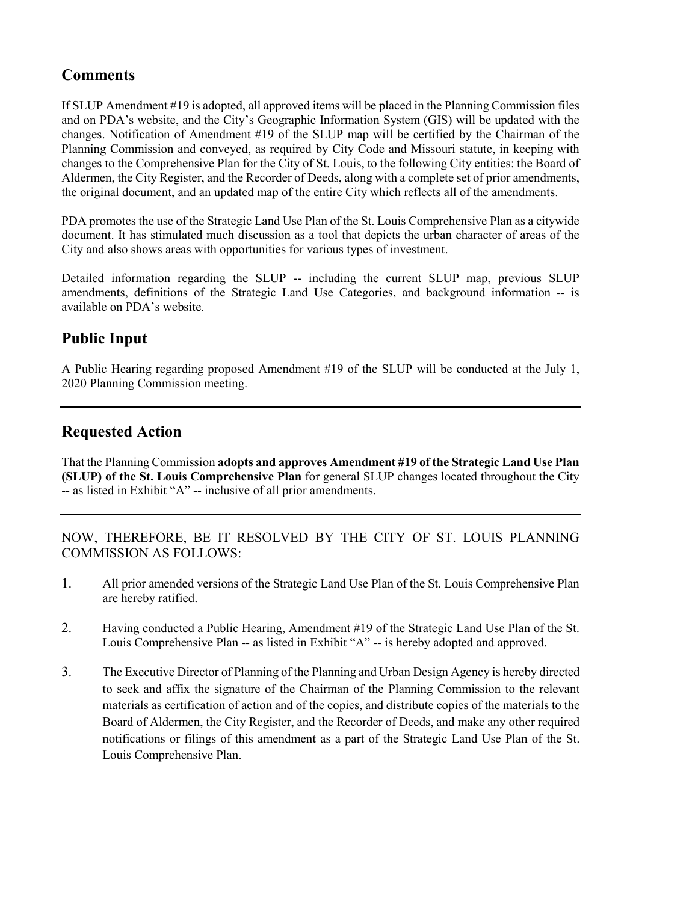## Comments

If SLUP Amendment #19 is adopted, all approved items will be placed in the Planning Commission files and on PDA's website, and the City's Geographic Information System (GIS) will be updated with the changes. Notification of Amendment #19 of the SLUP map will be certified by the Chairman of the Planning Commission and conveyed, as required by City Code and Missouri statute, in keeping with changes to the Comprehensive Plan for the City of St. Louis, to the following City entities: the Board of Aldermen, the City Register, and the Recorder of Deeds, along with a complete set of prior amendments, the original document, and an updated map of the entire City which reflects all of the amendments.

PDA promotes the use of the Strategic Land Use Plan of the St. Louis Comprehensive Plan as a citywide document. It has stimulated much discussion as a tool that depicts the urban character of areas of the City and also shows areas with opportunities for various types of investment.

Detailed information regarding the SLUP -- including the current SLUP map, previous SLUP amendments, definitions of the Strategic Land Use Categories, and background information -- is available on PDA's website.

## Public Input

A Public Hearing regarding proposed Amendment #19 of the SLUP will be conducted at the July 1, 2020 Planning Commission meeting.

---

## Requested Action

That the Planning Commission **adopts and approves Amendment #19 of the Strategic Land Use Plan (SLUP) of the St. Louis Comprehensive Plan** for general SLUP changes located throughout the City -- as listed in Exhibit "A" -- inclusive of all prior amendments.

---

NOW, THEREFORE, BE IT RESOLVED BY THE CITY OF ST. LOUIS PLANNING COMMISSION AS FOLLOWS:

1. All prior amended versions of the Strategic Land Use Plan of the St. Louis Comprehensive Plan are hereby ratified.

2. Having conducted a Public Hearing, Amendment #19 of the Strategic Land Use Plan of the St. Louis Comprehensive Plan -- as listed in Exhibit "A" -- is hereby adopted and approved.

3. The Executive Director of Planning of the Planning and Urban Design Agency is hereby directed to seek and affix the signature of the Chairman of the Planning Commission to the relevant materials as certification of action and of the copies, and distribute copies of the materials to the Board of Aldermen, the City Register, and the Recorder of Deeds, and make any other required notifications or filings of this amendment as a part of the Strategic Land Use Plan of the St. Louis Comprehensive Plan.